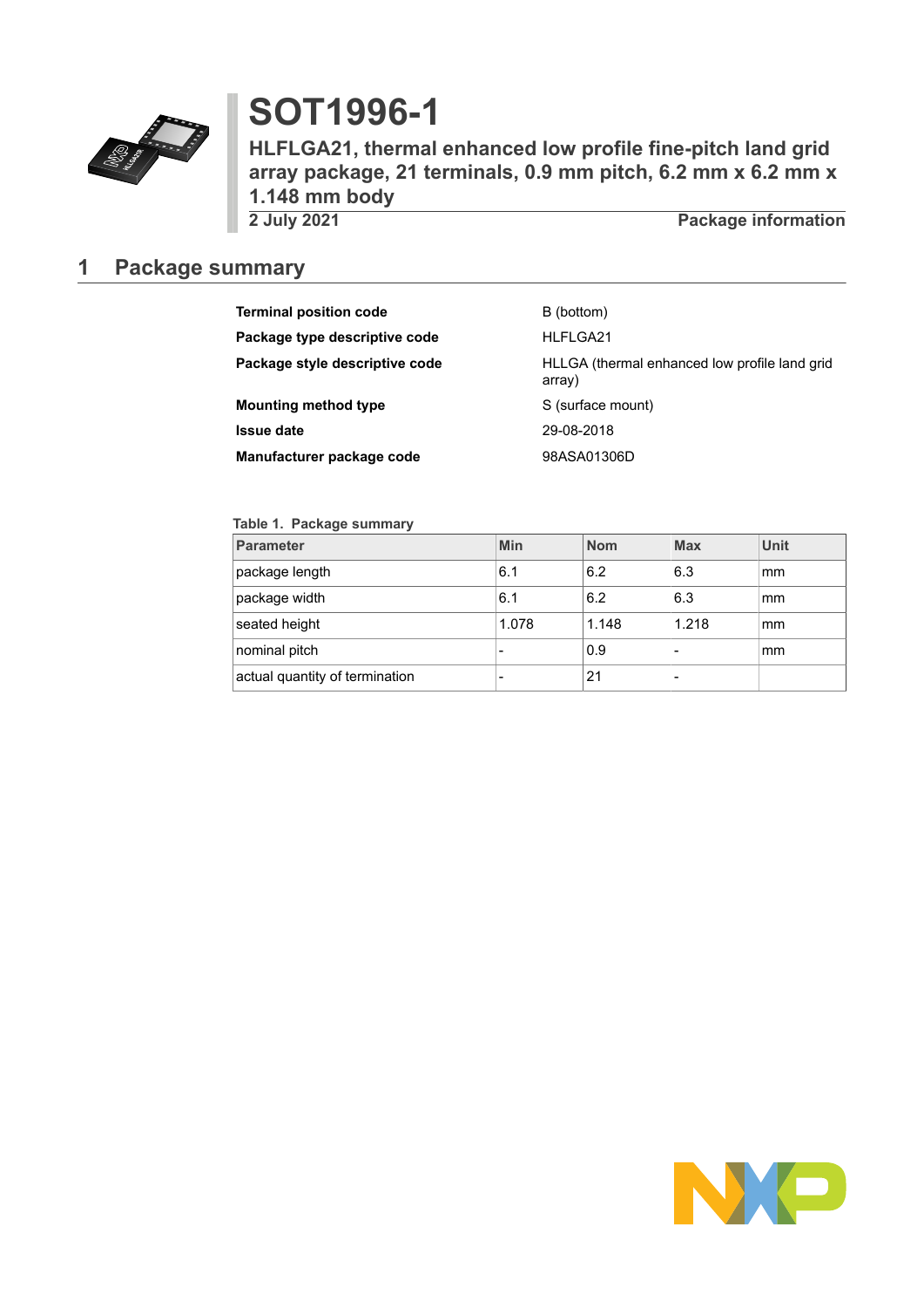# SOT1996-1

**HLFLGA21, thermal enhanced low profile fine-pitch land grid array package, 21 terminals, 0.9 mm pitch, 6.2 mm x 6.2 mm x 1.148 mm body**

**2 July 2021** **Package information**

## 1 Package summary

| | |
|---|---|
| **Terminal position code** | B (bottom) |
| **Package type descriptive code** | HLFLGA21 |
| **Package style descriptive code** | HLLGA (thermal enhanced low profile land grid array) |
| **Mounting method type** | S (surface mount) |
| **Issue date** | 29-08-2018 |
| **Manufacturer package code** | 98ASA01306D |

**Table 1. Package summary**

| Parameter | Min | Nom | Max | Unit |
|---|---|---|---|---|
| package length | 6.1 | 6.2 | 6.3 | mm |
| package width | 6.1 | 6.2 | 6.3 | mm |
| seated height | 1.078 | 1.148 | 1.218 | mm |
| nominal pitch | - | 0.9 | - | mm |
| actual quantity of termination | - | 21 | - | |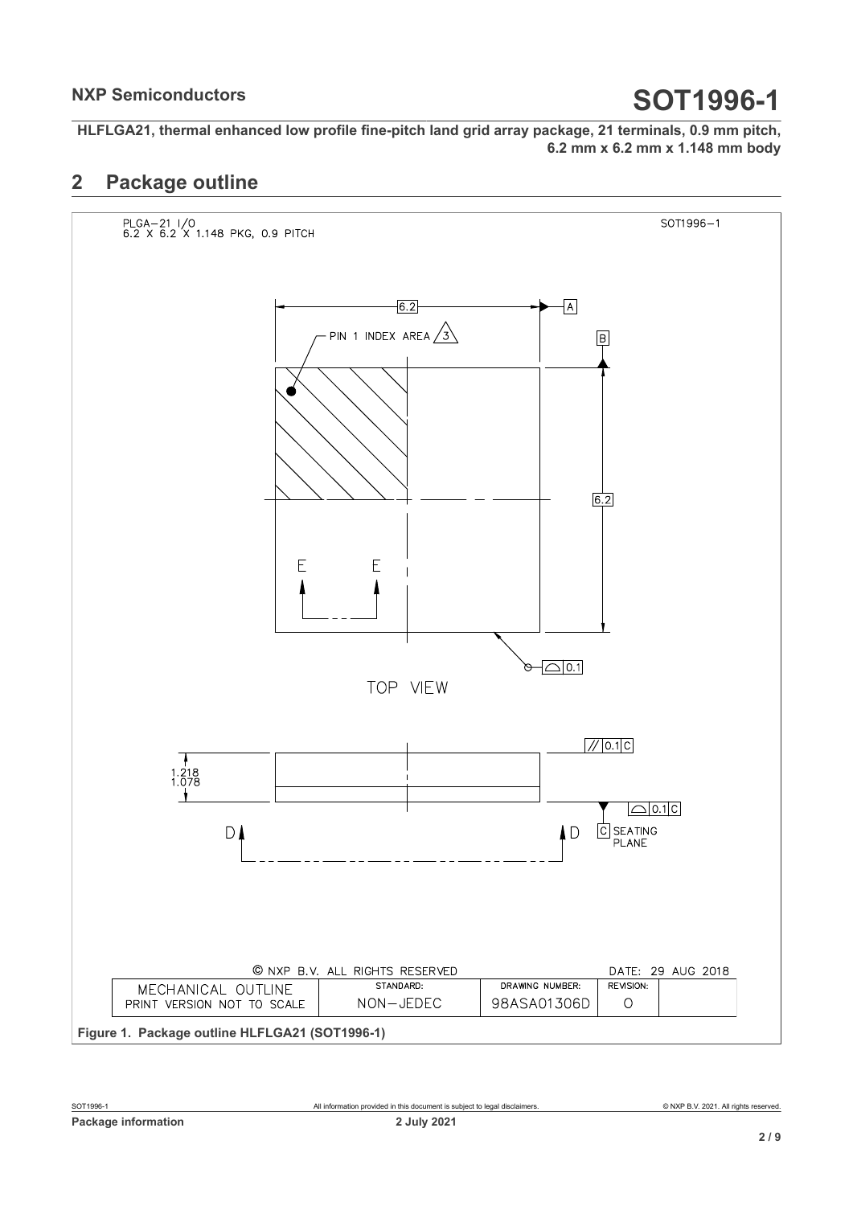## 2 Package outline

PLGA−21 I/O
6.2 X 6.2 X 1.148 PKG, 0.9 PITCH

SOT1996−1

6.2

A

B

PIN 1 INDEX AREA 3

6.2

E E

0.1

TOP VIEW

// 0.1 C

1.218
1.078

0.1 C

D D

C SEATING PLANE

© NXP B.V. ALL RIGHTS RESERVED

DATE: 29 AUG 2018

| MECHANICAL OUTLINE PRINT VERSION NOT TO SCALE | STANDARD: NON−JEDEC | DRAWING NUMBER: 98ASA01306D | REVISION: O |
|---|---|---|---|

**Figure 1. Package outline HLFLGA21 (SOT1996-1)**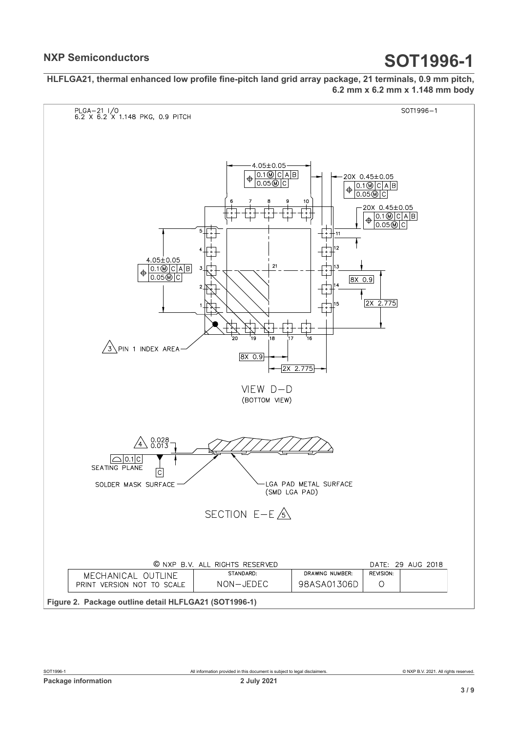**HLFLGA21, thermal enhanced low profile fine-pitch land grid array package, 21 terminals, 0.9 mm pitch, 6.2 mm x 6.2 mm x 1.148 mm body**

PLGA-21 I/O
6.2 X 6.2 X 1.148 PKG, 0.9 PITCH

SOT1996-1

4.05±0.05

20X 0.45±0.05

20X 0.45±0.05

4.05±0.05

8X 0.9

2X 2.775

3 PIN 1 INDEX AREA

8X 0.9

2X 2.775

VIEW D-D
(BOTTOM VIEW)

4 0.028
0.013

0.1 C

SEATING PLANE

C

SOLDER MASK SURFACE

LGA PAD METAL SURFACE
(SMD LGA PAD)

SECTION E-E 5

© NXP B.V. ALL RIGHTS RESERVED

DATE: 29 AUG 2018

| MECHANICAL OUTLINE PRINT VERSION NOT TO SCALE | STANDARD: NON-JEDEC | DRAWING NUMBER: 98ASA01306D | REVISION: O |
| --- | --- | --- | --- |

**Figure 2. Package outline detail HLFLGA21 (SOT1996-1)**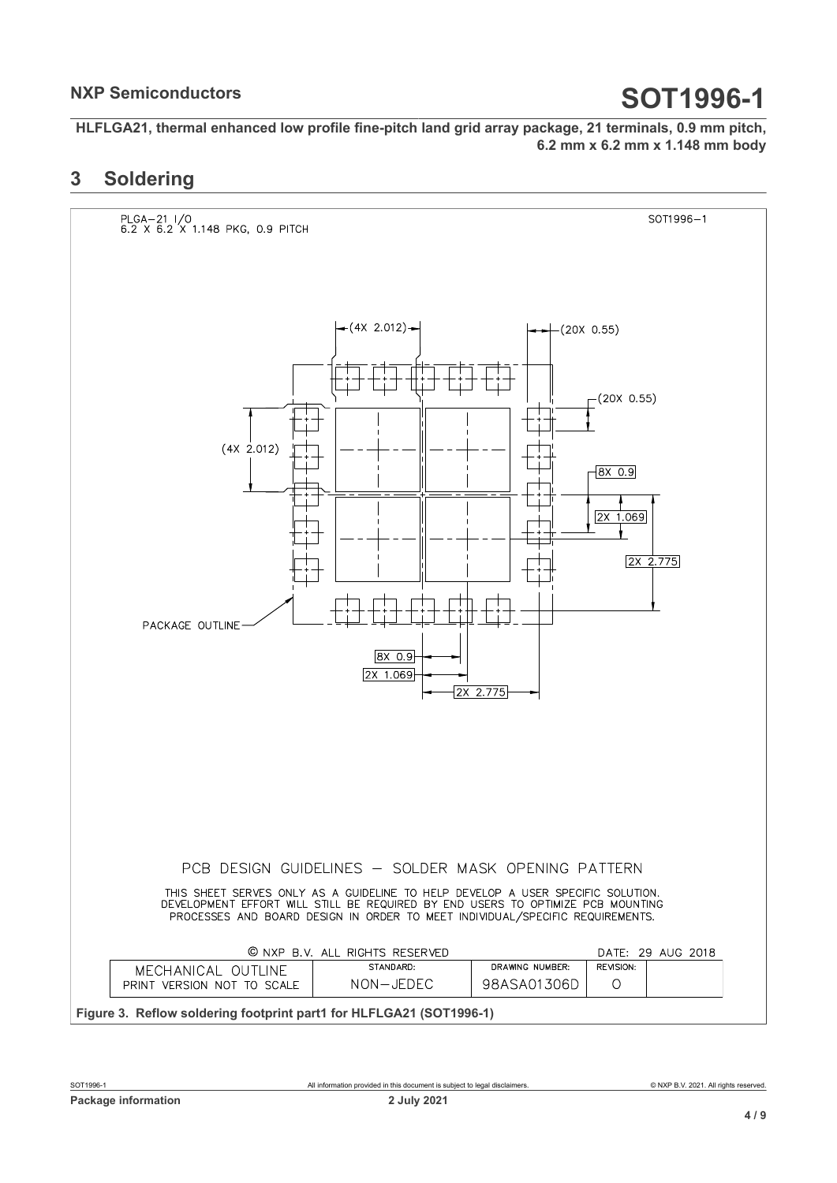## 3 Soldering

PLGA−21 I/O
6.2 X 6.2 X 1.148 PKG, 0.9 PITCH

SOT1996−1

(4X 2.012)

(20X 0.55)

(20X 0.55)

(4X 2.012)

8X 0.9

2X 1.069

2X 2.775

PACKAGE OUTLINE

8X 0.9

2X 1.069

2X 2.775

PCB DESIGN GUIDELINES − SOLDER MASK OPENING PATTERN

THIS SHEET SERVES ONLY AS A GUIDELINE TO HELP DEVELOP A USER SPECIFIC SOLUTION. DEVELOPMENT EFFORT WILL STILL BE REQUIRED BY END USERS TO OPTIMIZE PCB MOUNTING PROCESSES AND BOARD DESIGN IN ORDER TO MEET INDIVIDUAL/SPECIFIC REQUIREMENTS.

© NXP B.V. ALL RIGHTS RESERVED | | | DATE: 29 AUG 2018

| MECHANICAL OUTLINE | STANDARD: | DRAWING NUMBER: | REVISION: |
| --- | --- | --- | --- |
| PRINT VERSION NOT TO SCALE | NON−JEDEC | 98ASA01306D | O |

**Figure 3. Reflow soldering footprint part1 for HLFLGA21 (SOT1996-1)**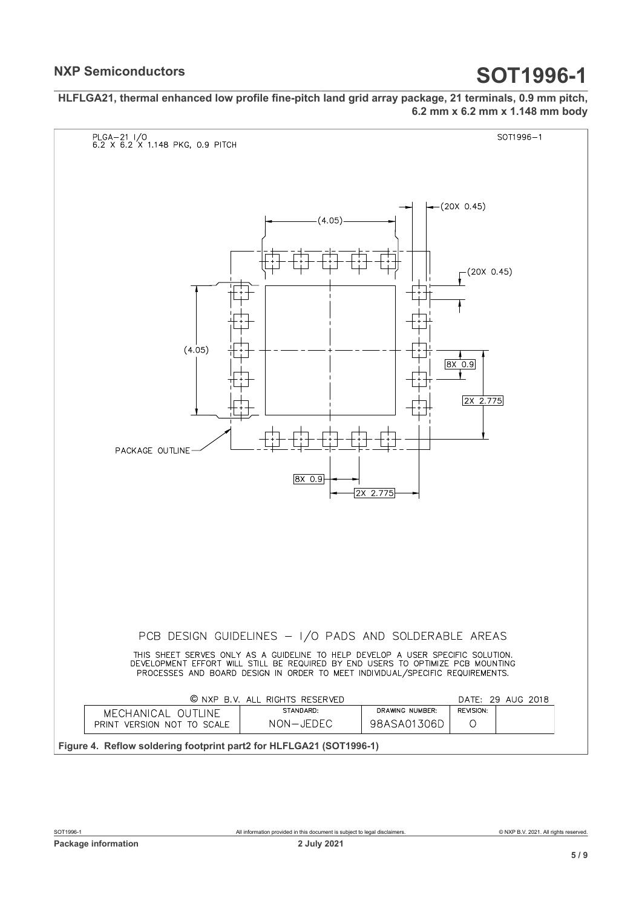HLFLGA21, thermal enhanced low profile fine-pitch land grid array package, 21 terminals, 0.9 mm pitch, 6.2 mm x 6.2 mm x 1.148 mm body

PLGA–21 I/O
6.2 X 6.2 X 1.148 PKG, 0.9 PITCH

SOT1996–1

(4.05)

(20X 0.45)

(20X 0.45)

(4.05)

8X 0.9

2X 2.775

PACKAGE OUTLINE

8X 0.9

2X 2.775

PCB DESIGN GUIDELINES – I/O PADS AND SOLDERABLE AREAS

THIS SHEET SERVES ONLY AS A GUIDELINE TO HELP DEVELOP A USER SPECIFIC SOLUTION. DEVELOPMENT EFFORT WILL STILL BE REQUIRED BY END USERS TO OPTIMIZE PCB MOUNTING PROCESSES AND BOARD DESIGN IN ORDER TO MEET INDIVIDUAL/SPECIFIC REQUIREMENTS.

© NXP B.V. ALL RIGHTS RESERVED — DATE: 29 AUG 2018

| MECHANICAL OUTLINE PRINT VERSION NOT TO SCALE | STANDARD: NON–JEDEC | DRAWING NUMBER: 98ASA01306D | REVISION: O |
|---|---|---|---|

**Figure 4. Reflow soldering footprint part2 for HLFLGA21 (SOT1996-1)**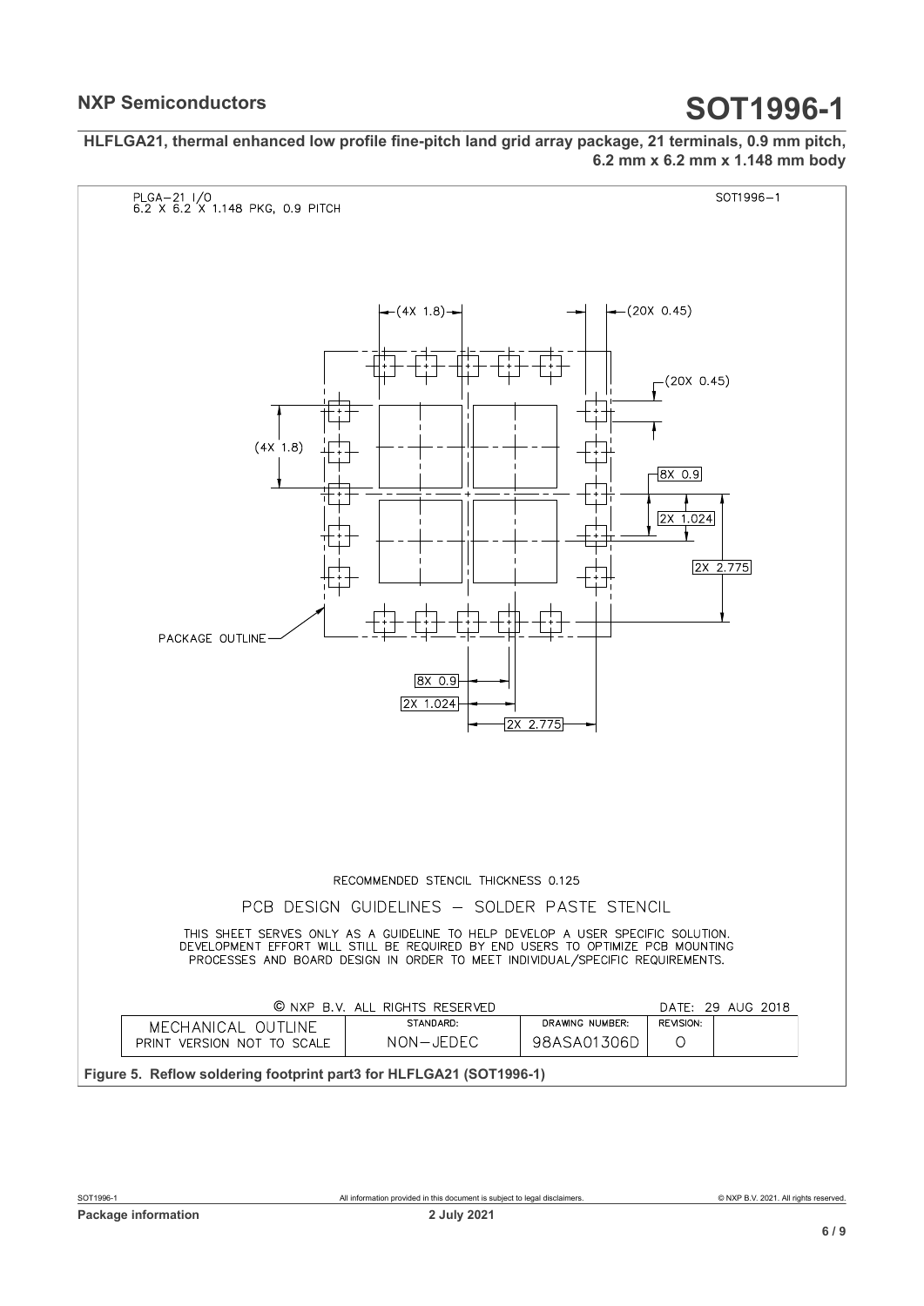## HLFLGA21, thermal enhanced low profile fine-pitch land grid array package, 21 terminals, 0.9 mm pitch, 6.2 mm x 6.2 mm x 1.148 mm body

PLGA-21 I/O
6.2 X 6.2 X 1.148 PKG, 0.9 PITCH

SOT1996-1

(4X 1.8) (20X 0.45) (20X 0.45) (4X 1.8) 8X 0.9 2X 1.024 2X 2.775

PACKAGE OUTLINE

8X 0.9 2X 1.024 2X 2.775

RECOMMENDED STENCIL THICKNESS 0.125

PCB DESIGN GUIDELINES – SOLDER PASTE STENCIL

THIS SHEET SERVES ONLY AS A GUIDELINE TO HELP DEVELOP A USER SPECIFIC SOLUTION. DEVELOPMENT EFFORT WILL STILL BE REQUIRED BY END USERS TO OPTIMIZE PCB MOUNTING PROCESSES AND BOARD DESIGN IN ORDER TO MEET INDIVIDUAL/SPECIFIC REQUIREMENTS.

© NXP B.V. ALL RIGHTS RESERVED

DATE: 29 AUG 2018

| MECHANICAL OUTLINE PRINT VERSION NOT TO SCALE | STANDARD: NON-JEDEC | DRAWING NUMBER: 98ASA01306D | REVISION: O |
|---|---|---|---|

**Figure 5. Reflow soldering footprint part3 for HLFLGA21 (SOT1996-1)**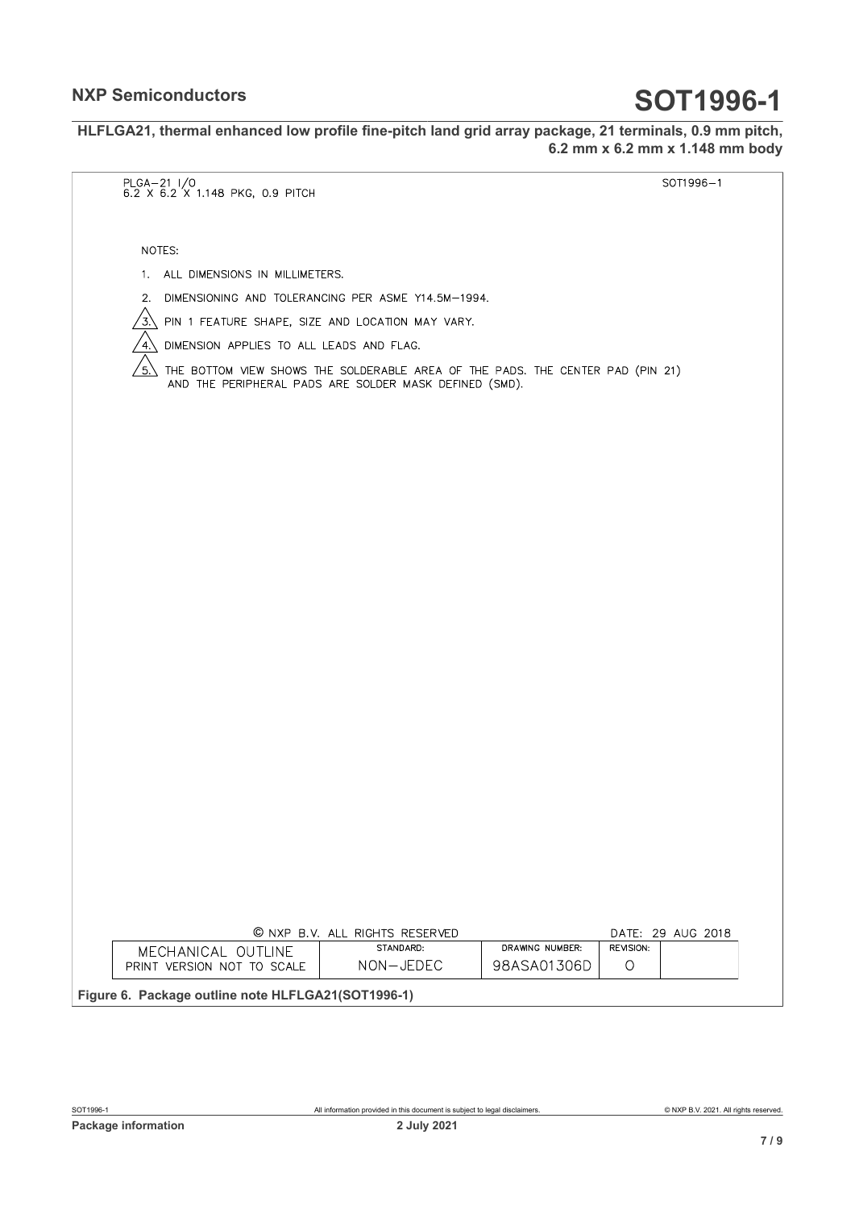**HLFLGA21, thermal enhanced low profile fine-pitch land grid array package, 21 terminals, 0.9 mm pitch, 6.2 mm x 6.2 mm x 1.148 mm body**

PLGA–21 I/O
6.2 X 6.2 X 1.148 PKG, 0.9 PITCH

SOT1996–1

NOTES:

1. ALL DIMENSIONS IN MILLIMETERS.
2. DIMENSIONING AND TOLERANCING PER ASME Y14.5M–1994.
3. PIN 1 FEATURE SHAPE, SIZE AND LOCATION MAY VARY.
4. DIMENSION APPLIES TO ALL LEADS AND FLAG.
5. THE BOTTOM VIEW SHOWS THE SOLDERABLE AREA OF THE PADS. THE CENTER PAD (PIN 21) AND THE PERIPHERAL PADS ARE SOLDER MASK DEFINED (SMD).

© NXP B.V. ALL RIGHTS RESERVED

DATE: 29 AUG 2018

| MECHANICAL OUTLINE<br>PRINT VERSION NOT TO SCALE | STANDARD:<br>NON–JEDEC | DRAWING NUMBER:<br>98ASA01306D | REVISION:<br>O | |
|---|---|---|---|---|

**Figure 6. Package outline note HLFLGA21(SOT1996-1)**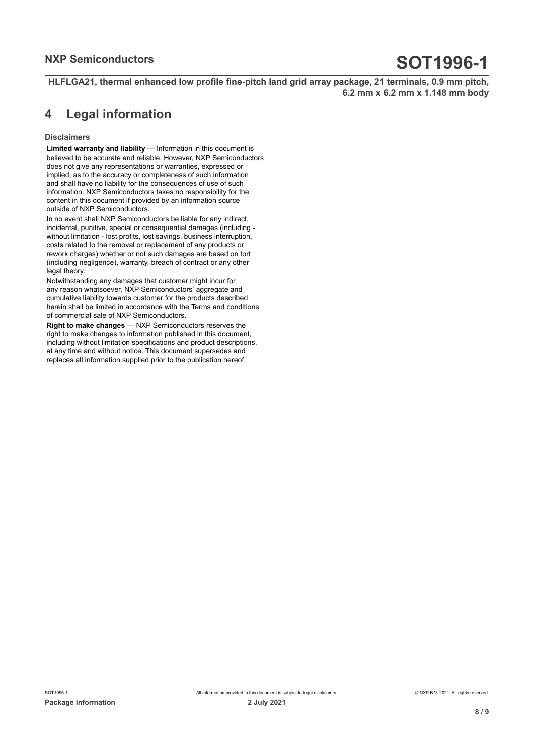## 4 Legal information

### Disclaimers

**Limited warranty and liability** — Information in this document is believed to be accurate and reliable. However, NXP Semiconductors does not give any representations or warranties, expressed or implied, as to the accuracy or completeness of such information and shall have no liability for the consequences of use of such information. NXP Semiconductors takes no responsibility for the content in this document if provided by an information source outside of NXP Semiconductors.

In no event shall NXP Semiconductors be liable for any indirect, incidental, punitive, special or consequential damages (including - without limitation - lost profits, lost savings, business interruption, costs related to the removal or replacement of any products or rework charges) whether or not such damages are based on tort (including negligence), warranty, breach of contract or any other legal theory.

Notwithstanding any damages that customer might incur for any reason whatsoever, NXP Semiconductors' aggregate and cumulative liability towards customer for the products described herein shall be limited in accordance with the Terms and conditions of commercial sale of NXP Semiconductors.

**Right to make changes** — NXP Semiconductors reserves the right to make changes to information published in this document, including without limitation specifications and product descriptions, at any time and without notice. This document supersedes and replaces all information supplied prior to the publication hereof.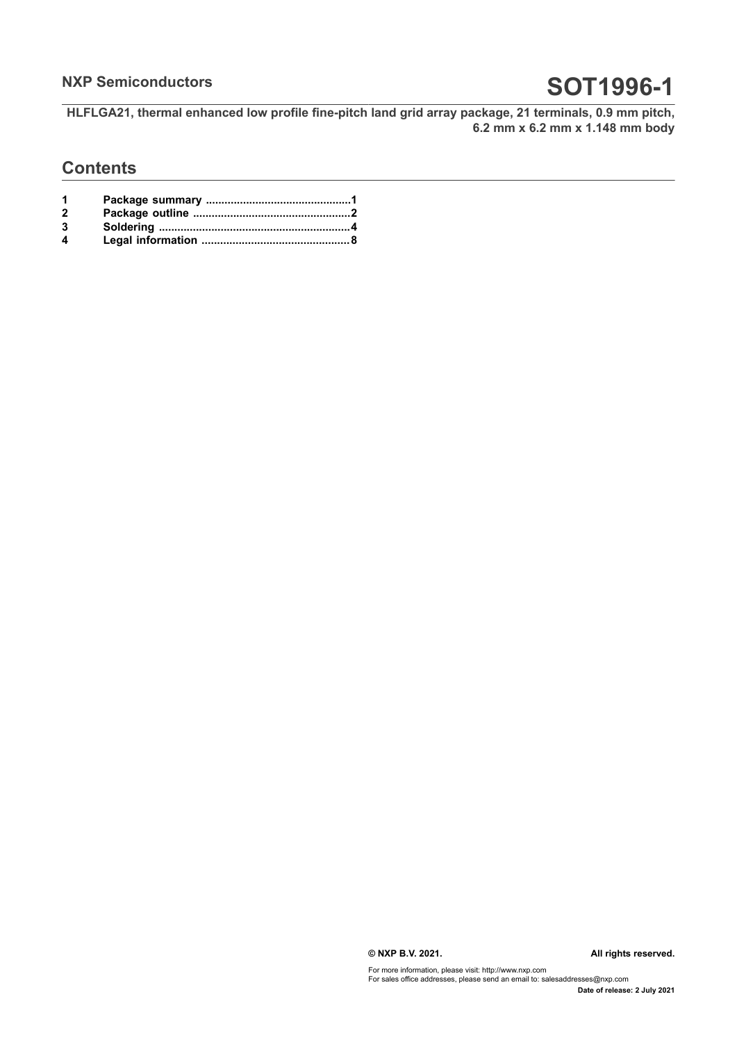# Contents

1 Package summary ..............................................1
2 Package outline ..................................................2
3 Soldering .............................................................4
4 Legal information ...............................................8

© NXP B.V. 2021. All rights reserved.

For more information, please visit: http://www.nxp.com
For sales office addresses, please send an email to: salesaddresses@nxp.com

Date of release: 2 July 2021